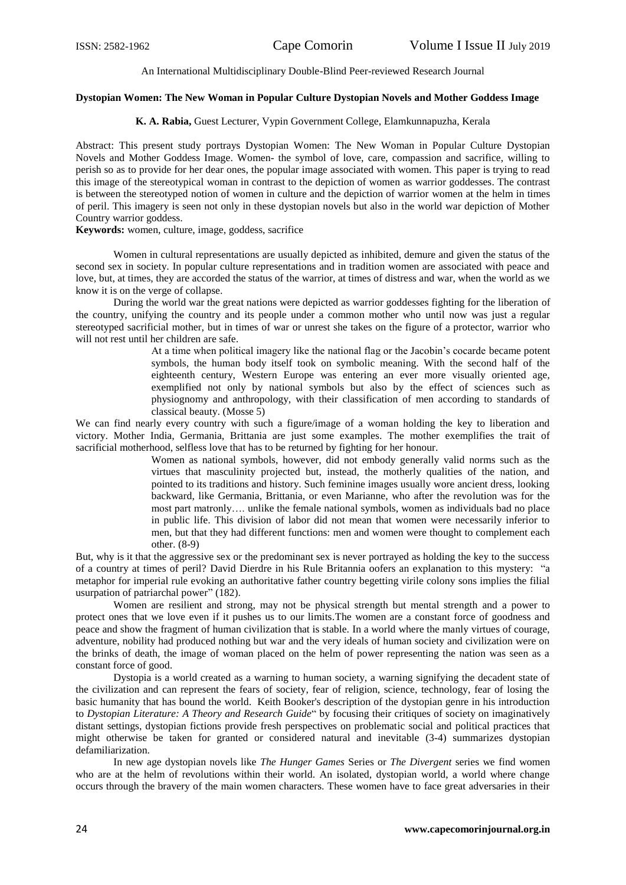An International Multidisciplinary Double-Blind Peer-reviewed Research Journal

**Dystopian Women: The New Woman in Popular Culture Dystopian Novels and Mother Goddess Image**

**K. A. Rabia,** Guest Lecturer, Vypin Government College, Elamkunnapuzha, Kerala

Abstract: This present study portrays Dystopian Women: The New Woman in Popular Culture Dystopian Novels and Mother Goddess Image. Women- the symbol of love, care, compassion and sacrifice, willing to perish so as to provide for her dear ones, the popular image associated with women. This paper is trying to read this image of the stereotypical woman in contrast to the depiction of women as warrior goddesses. The contrast is between the stereotyped notion of women in culture and the depiction of warrior women at the helm in times of peril. This imagery is seen not only in these dystopian novels but also in the world war depiction of Mother Country warrior goddess.

**Keywords:** women, culture, image, goddess, sacrifice

Women in cultural representations are usually depicted as inhibited, demure and given the status of the second sex in society. In popular culture representations and in tradition women are associated with peace and love, but, at times, they are accorded the status of the warrior, at times of distress and war, when the world as we know it is on the verge of collapse.

During the world war the great nations were depicted as warrior goddesses fighting for the liberation of the country, unifying the country and its people under a common mother who until now was just a regular stereotyped sacrificial mother, but in times of war or unrest she takes on the figure of a protector, warrior who will not rest until her children are safe.

> At a time when political imagery like the national flag or the Jacobin's cocarde became potent symbols, the human body itself took on symbolic meaning. With the second half of the eighteenth century, Western Europe was entering an ever more visually oriented age, exemplified not only by national symbols but also by the effect of sciences such as physiognomy and anthropology, with their classification of men according to standards of classical beauty. (Mosse 5)

We can find nearly every country with such a figure/image of a woman holding the key to liberation and victory. Mother India, Germania, Brittania are just some examples. The mother exemplifies the trait of sacrificial motherhood, selfless love that has to be returned by fighting for her honour.

> Women as national symbols, however, did not embody generally valid norms such as the virtues that masculinity projected but, instead, the motherly qualities of the nation, and pointed to its traditions and history. Such feminine images usually wore ancient dress, looking backward, like Germania, Brittania, or even Marianne, who after the revolution was for the most part matronly…. unlike the female national symbols, women as individuals bad no place in public life. This division of labor did not mean that women were necessarily inferior to men, but that they had different functions: men and women were thought to complement each other. (8-9)

But, why is it that the aggressive sex or the predominant sex is never portrayed as holding the key to the success of a country at times of peril? David Dierdre in his Rule Britannia oofers an explanation to this mystery: "a metaphor for imperial rule evoking an authoritative father country begetting virile colony sons implies the filial usurpation of patriarchal power" (182).

Women are resilient and strong, may not be physical strength but mental strength and a power to protect ones that we love even if it pushes us to our limits.The women are a constant force of goodness and peace and show the fragment of human civilization that is stable. In a world where the manly virtues of courage, adventure, nobility had produced nothing but war and the very ideals of human society and civilization were on the brinks of death, the image of woman placed on the helm of power representing the nation was seen as a constant force of good.

Dystopia is a world created as a warning to human society, a warning signifying the decadent state of the civilization and can represent the fears of society, fear of religion, science, technology, fear of losing the basic humanity that has bound the world. Keith Booker's description of the dystopian genre in his introduction to *Dystopian Literature: A Theory and Research Guide*" by focusing their critiques of society on imaginatively distant settings, dystopian fictions provide fresh perspectives on problematic social and political practices that might otherwise be taken for granted or considered natural and inevitable (3-4) summarizes dystopian defamiliarization.

In new age dystopian novels like *The Hunger Games* Series or *The Divergent* series we find women who are at the helm of revolutions within their world. An isolated, dystopian world, a world where change occurs through the bravery of the main women characters. These women have to face great adversaries in their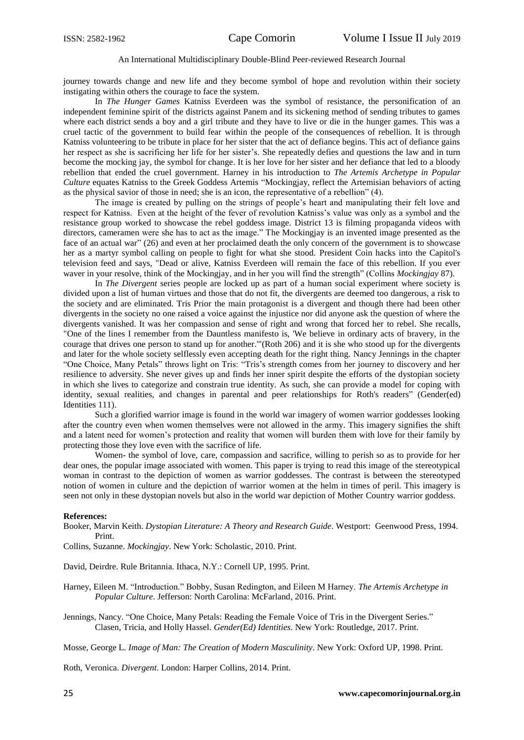journey towards change and new life and they become symbol of hope and revolution within their society instigating within others the courage to face the system.

In *The Hunger Games* Katniss Everdeen was the symbol of resistance, the personification of an independent feminine spirit of the districts against Panem and its sickening method of sending tributes to games where each district sends a boy and a girl tribute and they have to live or die in the hunger games. This was a cruel tactic of the government to build fear within the people of the consequences of rebellion. It is through Katniss volunteering to be tribute in place for her sister that the act of defiance begins. This act of defiance gains her respect as she is sacrificing her life for her sister's. She repeatedly defies and questions the law and in turn become the mocking jay, the symbol for change. It is her love for her sister and her defiance that led to a bloody rebellion that ended the cruel government. Harney in his introduction to *The Artemis Archetype in Popular Culture* equates Katniss to the Greek Goddess Artemis "Mockingjay, reflect the Artemisian behaviors of acting as the physical savior of those in need; she is an icon, the representative of a rebellion" (4).

The image is created by pulling on the strings of people's heart and manipulating their felt love and respect for Katniss. Even at the height of the fever of revolution Katniss's value was only as a symbol and the resistance group worked to showcase the rebel goddess image. District 13 is filming propaganda videos with directors, cameramen were she has to act as the image." The Mockingjay is an invented image presented as the face of an actual war" (26) and even at her proclaimed death the only concern of the government is to showcase her as a martyr symbol calling on people to fight for what she stood. President Coin hacks into the Capitol's television feed and says, "Dead or alive, Katniss Everdeen will remain the face of this rebellion. If you ever waver in your resolve, think of the Mockingjay, and in her you will find the strength" (Collins *Mockingjay* 87).

In *The Divergent* series people are locked up as part of a human social experiment where society is divided upon a list of human virtues and those that do not fit, the divergents are deemed too dangerous, a risk to the society and are eliminated. Tris Prior the main protagonist is a divergent and though there had been other divergents in the society no one raised a voice against the injustice nor did anyone ask the question of where the divergents vanished. It was her compassion and sense of right and wrong that forced her to rebel. She recalls, "One of the lines I remember from the Dauntless manifesto is, 'We believe in ordinary acts of bravery, in the courage that drives one person to stand up for another.'"(Roth 206) and it is she who stood up for the divergents and later for the whole society selflessly even accepting death for the right thing. Nancy Jennings in the chapter "One Choice, Many Petals" throws light on Tris: "Tris's strength comes from her journey to discovery and her resilience to adversity. She never gives up and finds her inner spirit despite the efforts of the dystopian society in which she lives to categorize and constrain true identity. As such, she can provide a model for coping with identity, sexual realities, and changes in parental and peer relationships for Roth's readers" (Gender(ed) Identities 111).

Such a glorified warrior image is found in the world war imagery of women warrior goddesses looking after the country even when women themselves were not allowed in the army. This imagery signifies the shift and a latent need for women's protection and reality that women will burden them with love for their family by protecting those they love even with the sacrifice of life.

Women- the symbol of love, care, compassion and sacrifice, willing to perish so as to provide for her dear ones, the popular image associated with women. This paper is trying to read this image of the stereotypical woman in contrast to the depiction of women as warrior goddesses. The contrast is between the stereotyped notion of women in culture and the depiction of warrior women at the helm in times of peril. This imagery is seen not only in these dystopian novels but also in the world war depiction of Mother Country warrior goddess.

**References:**

Booker, Marvin Keith. *Dystopian Literature: A Theory and Research Guide*. Westport: Geenwood Press, 1994. Print.

Collins, Suzanne. *Mockingjay*. New York: Scholastic, 2010. Print.

David, Deirdre. Rule Britannia. Ithaca, N.Y.: Cornell UP, 1995. Print.

Harney, Eileen M. "Introduction." Bobby, Susan Redington, and Eileen M Harney. *The Artemis Archetype in Popular Culture*. Jefferson: North Carolina: McFarland, 2016. Print.

Jennings, Nancy. "One Choice, Many Petals: Reading the Female Voice of Tris in the Divergent Series." Clasen, Tricia, and Holly Hassel. *Gender(Ed) Identities*. New York: Routledge, 2017. Print.

Mosse, George L. *Image of Man: The Creation of Modern Masculinity*. New York: Oxford UP, 1998. Print.

Roth, Veronica. *Divergent*. London: Harper Collins, 2014. Print.